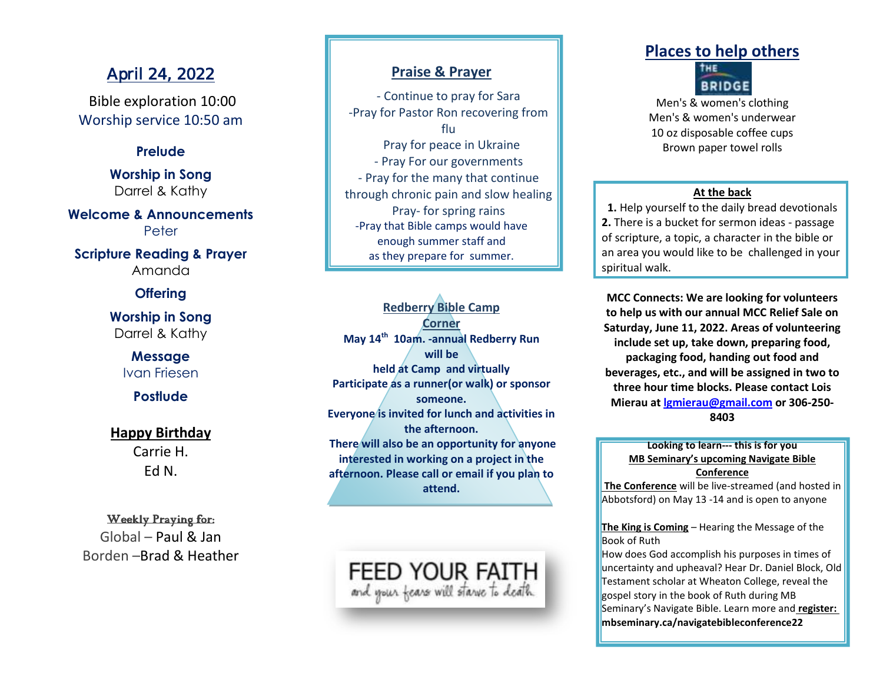## April 24, 2022

Bible exploration 10:00
Worship service 10:50 am

**Prelude**

**Worship in Song**
Darrel & Kathy

**Welcome & Announcements**
Peter

**Scripture Reading & Prayer**
Amanda

**Offering**

**Worship in Song**
Darrel & Kathy

**Message**
Ivan Friesen

**Postlude**

**Happy Birthday**
Carrie H.
Ed N.

**Weekly Praying for:**
Global – Paul & Jan
Borden –Brad & Heather

## Praise & Prayer

- Continue to pray for Sara
-Pray for Pastor Ron recovering from flu
Pray for peace in Ukraine
- Pray For our governments
- Pray for the many that continue through chronic pain and slow healing
Pray- for spring rains
-Pray that Bible camps would have enough summer staff and as they prepare for summer.

**Redberry Bible Camp Corner**

**May 14th 10am. -annual Redberry Run will be held at Camp and virtually**
**Participate as a runner(or walk) or sponsor someone.**
**Everyone is invited for lunch and activities in the afternoon.**
**There will also be an opportunity for anyone interested in working on a project in the afternoon. Please call or email if you plan to attend.**

FEED YOUR FAITH
and your fears will starve to death.

## Places to help others

THE BRIDGE

Men's & women's clothing
Men's & women's underwear
10 oz disposable coffee cups
Brown paper towel rolls

**At the back**

**1.** Help yourself to the daily bread devotionals
**2.** There is a bucket for sermon ideas - passage of scripture, a topic, a character in the bible or an area you would like to be challenged in your spiritual walk.

**MCC Connects: We are looking for volunteers to help us with our annual MCC Relief Sale on Saturday, June 11, 2022. Areas of volunteering include set up, take down, preparing food, packaging food, handing out food and beverages, etc., and will be assigned in two to three hour time blocks. Please contact Lois Mierau at lgmierau@gmail.com or 306-250-8403**

**Looking to learn--- this is for you**
**MB Seminary's upcoming Navigate Bible Conference**
**The Conference** will be live-streamed (and hosted in Abbotsford) on May 13 -14 and is open to anyone

**The King is Coming** – Hearing the Message of the Book of Ruth
How does God accomplish his purposes in times of uncertainty and upheaval? Hear Dr. Daniel Block, Old Testament scholar at Wheaton College, reveal the gospel story in the book of Ruth during MB Seminary's Navigate Bible. Learn more and **register: mbseminary.ca/navigatebibleconference22**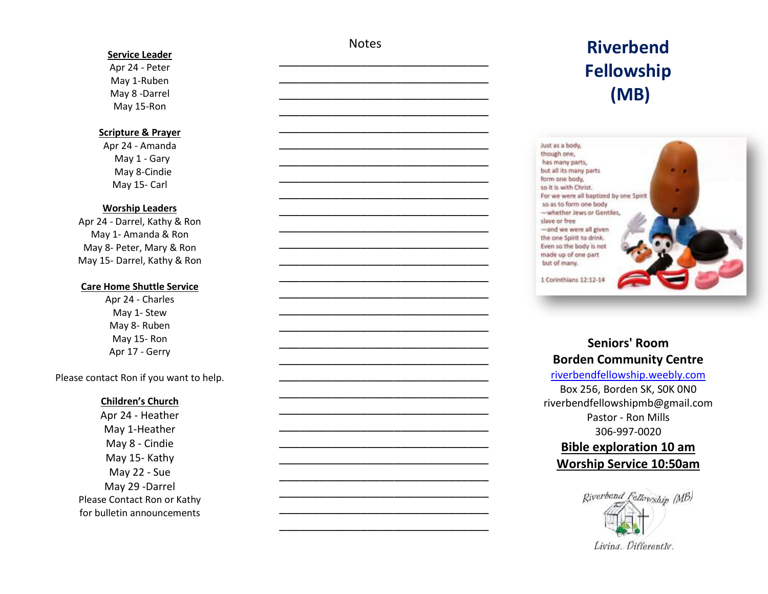**Service Leader**

Apr 24 - Peter
May 1-Ruben
May 8 -Darrel
May 15-Ron

**Scripture & Prayer**

Apr 24 - Amanda
May 1 - Gary
May 8-Cindie
May 15- Carl

**Worship Leaders**

Apr 24 - Darrel, Kathy & Ron
May 1- Amanda & Ron
May 8- Peter, Mary & Ron
May 15- Darrel, Kathy & Ron

**Care Home Shuttle Service**

Apr 24 - Charles
May 1- Stew
May 8- Ruben
May 15- Ron
Apr 17 - Gerry

Please contact Ron if you want to help.

**Children's Church**

Apr 24 - Heather
May 1-Heather
May 8 - Cindie
May 15- Kathy
May 22 - Sue
May 29 -Darrel

Please Contact Ron or Kathy for bulletin announcements

Notes

______________________________________
______________________________________
______________________________________
______________________________________
______________________________________
______________________________________
______________________________________
______________________________________
______________________________________
______________________________________
______________________________________
______________________________________
______________________________________
______________________________________
______________________________________
______________________________________
______________________________________
______________________________________
______________________________________
______________________________________
______________________________________
______________________________________
______________________________________
______________________________________
______________________________________
______________________________________
______________________________________
______________________________________
______________________________________
______________________________________

# Riverbend Fellowship (MB)

Just as a body, though one, has many parts, but all its many parts form one body, so it is with Christ. For we were all baptized by one Spirit so as to form one body —whether Jews or Gentiles, slave or free —and we were all given the one Spirit to drink. Even so the body is not made up of one part but of many.

1 Corinthians 12:12-14

**Seniors' Room**
**Borden Community Centre**

riverbendfellowship.weebly.com
Box 256, Borden SK, S0K 0N0
riverbendfellowshipmb@gmail.com
Pastor - Ron Mills
306-997-0020

**Bible exploration 10 am**
**Worship Service 10:50am**

Riverbend Fellowship (MB)
Living. Differently.